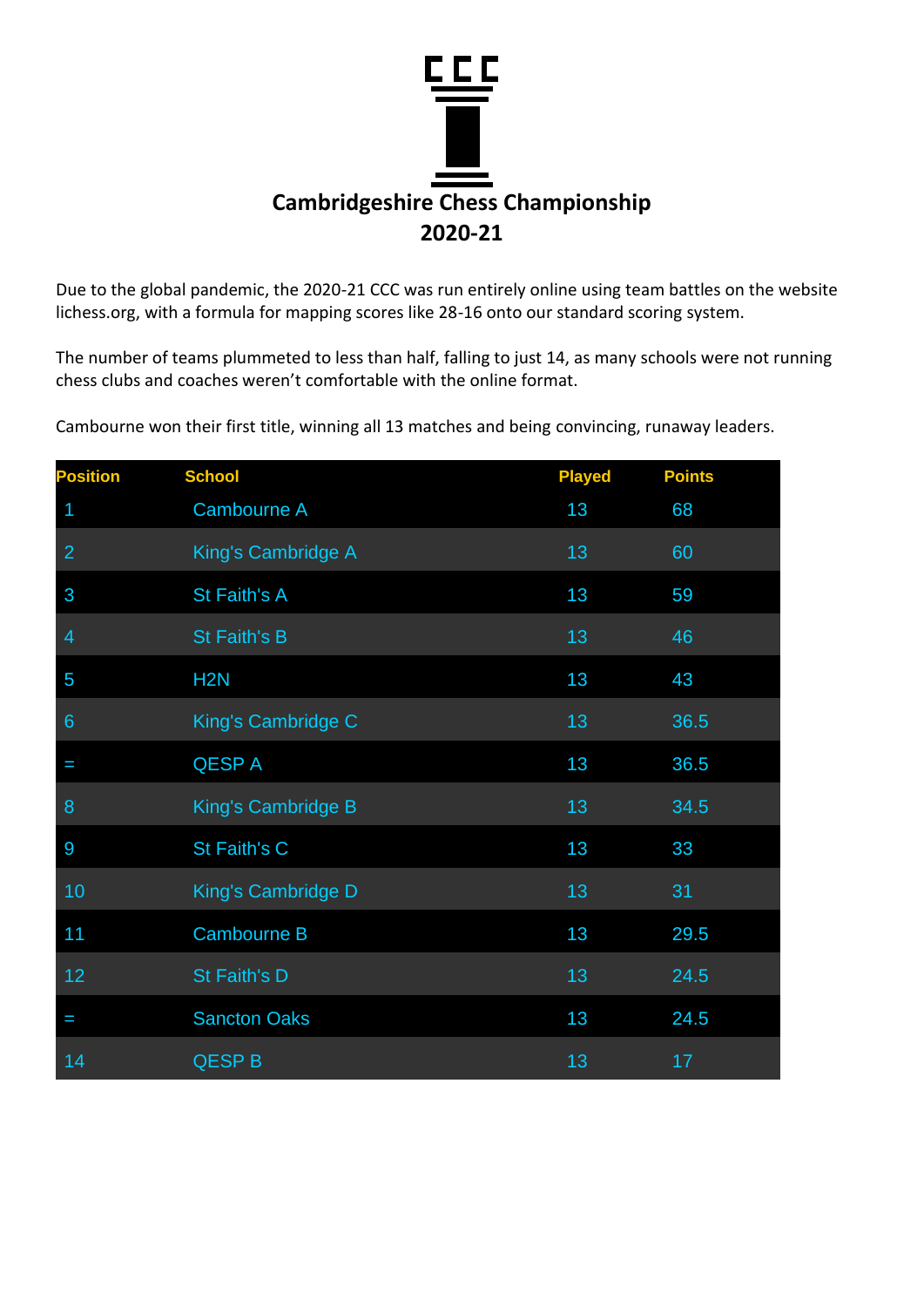# Cambridgeshire Chess Championship 2020-21

Due to the global pandemic, the 2020-21 CCC was run entirely online using team battles on the website lichess.org, with a formula for mapping scores like 28-16 onto our standard scoring system.

The number of teams plummeted to less than half, falling to just 14, as many schools were not running chess clubs and coaches weren't comfortable with the online format.

Cambourne won their first title, winning all 13 matches and being convincing, runaway leaders.

| Position | School | Played | Points |
|---|---|---|---|
| 1 | Cambourne A | 13 | 68 |
| 2 | King's Cambridge A | 13 | 60 |
| 3 | St Faith's A | 13 | 59 |
| 4 | St Faith's B | 13 | 46 |
| 5 | H2N | 13 | 43 |
| 6 | King's Cambridge C | 13 | 36.5 |
| = | QESP A | 13 | 36.5 |
| 8 | King's Cambridge B | 13 | 34.5 |
| 9 | St Faith's C | 13 | 33 |
| 10 | King's Cambridge D | 13 | 31 |
| 11 | Cambourne B | 13 | 29.5 |
| 12 | St Faith's D | 13 | 24.5 |
| = | Sancton Oaks | 13 | 24.5 |
| 14 | QESP B | 13 | 17 |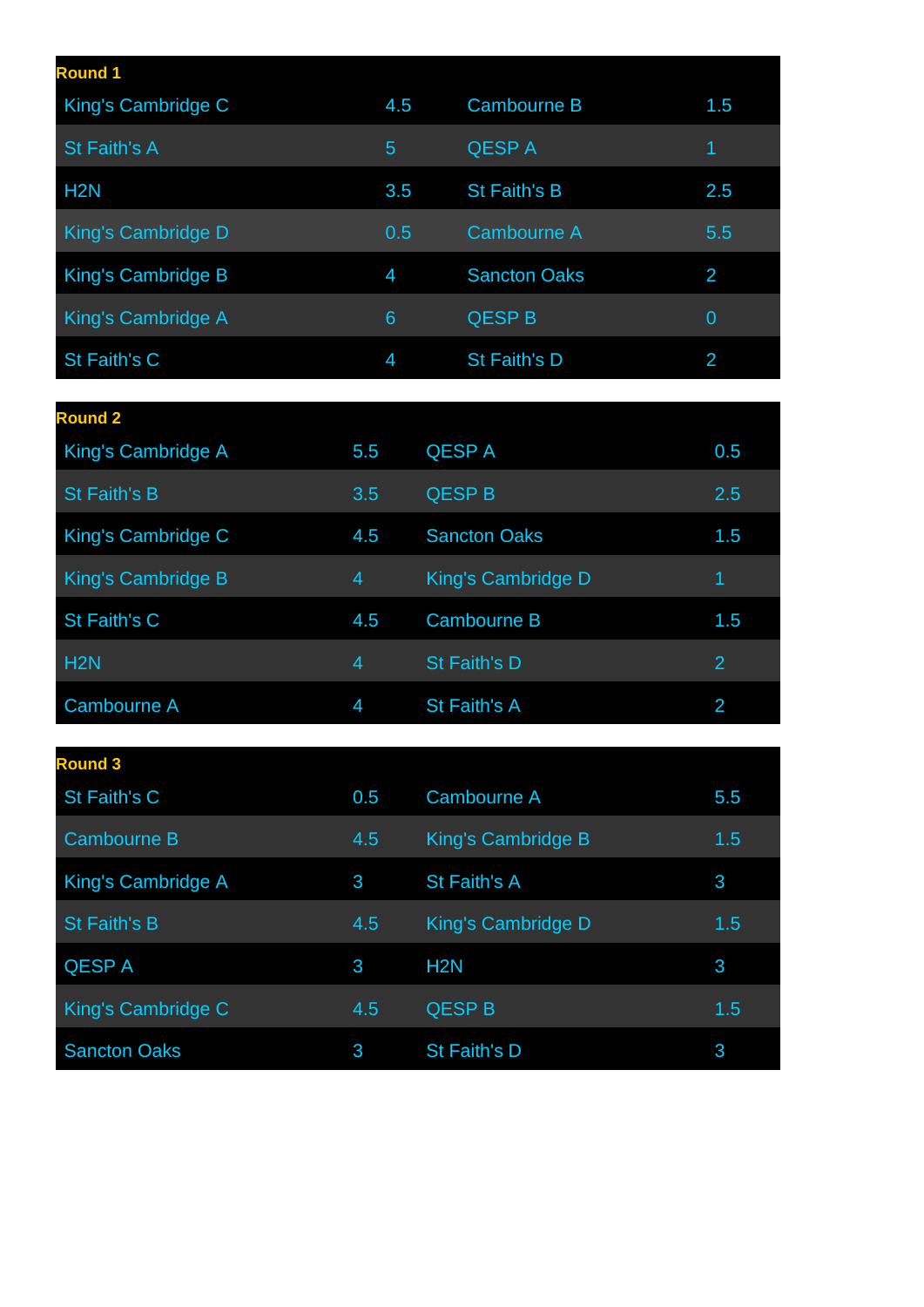**Round 1**

| Team | Score | Team | Score |
|---|---|---|---|
| King's Cambridge C | 4.5 | Cambourne B | 1.5 |
| St Faith's A | 5 | QESP A | 1 |
| H2N | 3.5 | St Faith's B | 2.5 |
| King's Cambridge D | 0.5 | Cambourne A | 5.5 |
| King's Cambridge B | 4 | Sancton Oaks | 2 |
| King's Cambridge A | 6 | QESP B | 0 |
| St Faith's C | 4 | St Faith's D | 2 |

**Round 2**

| Team | Score | Team | Score |
|---|---|---|---|
| King's Cambridge A | 5.5 | QESP A | 0.5 |
| St Faith's B | 3.5 | QESP B | 2.5 |
| King's Cambridge C | 4.5 | Sancton Oaks | 1.5 |
| King's Cambridge B | 4 | King's Cambridge D | 1 |
| St Faith's C | 4.5 | Cambourne B | 1.5 |
| H2N | 4 | St Faith's D | 2 |
| Cambourne A | 4 | St Faith's A | 2 |

**Round 3**

| Team | Score | Team | Score |
|---|---|---|---|
| St Faith's C | 0.5 | Cambourne A | 5.5 |
| Cambourne B | 4.5 | King's Cambridge B | 1.5 |
| King's Cambridge A | 3 | St Faith's A | 3 |
| St Faith's B | 4.5 | King's Cambridge D | 1.5 |
| QESP A | 3 | H2N | 3 |
| King's Cambridge C | 4.5 | QESP B | 1.5 |
| Sancton Oaks | 3 | St Faith's D | 3 |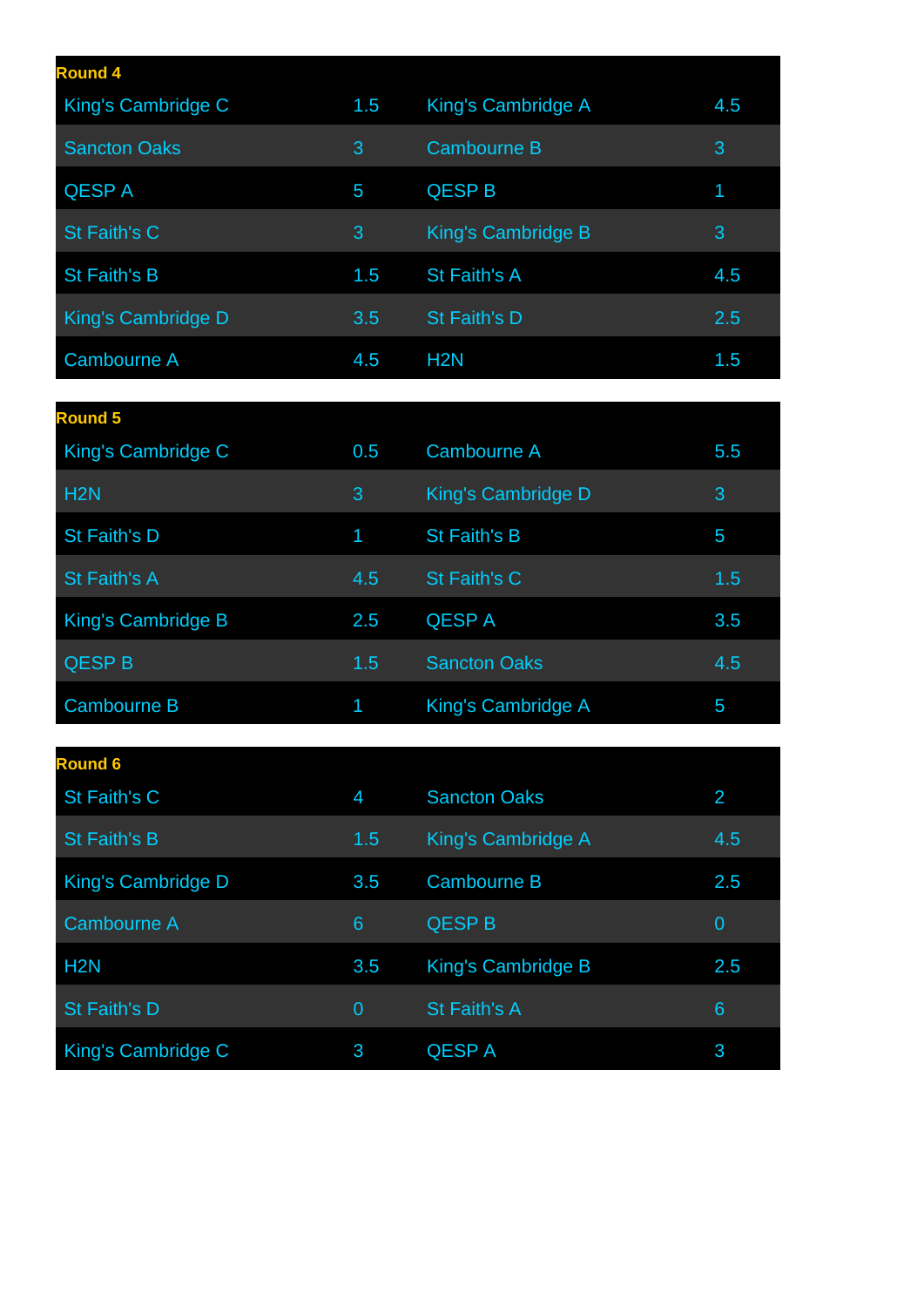## Round 4

| | | | |
|---|---|---|---|
| King's Cambridge C | 1.5 | King's Cambridge A | 4.5 |
| Sancton Oaks | 3 | Cambourne B | 3 |
| QESP A | 5 | QESP B | 1 |
| St Faith's C | 3 | King's Cambridge B | 3 |
| St Faith's B | 1.5 | St Faith's A | 4.5 |
| King's Cambridge D | 3.5 | St Faith's D | 2.5 |
| Cambourne A | 4.5 | H2N | 1.5 |

## Round 5

| | | | |
|---|---|---|---|
| King's Cambridge C | 0.5 | Cambourne A | 5.5 |
| H2N | 3 | King's Cambridge D | 3 |
| St Faith's D | 1 | St Faith's B | 5 |
| St Faith's A | 4.5 | St Faith's C | 1.5 |
| King's Cambridge B | 2.5 | QESP A | 3.5 |
| QESP B | 1.5 | Sancton Oaks | 4.5 |
| Cambourne B | 1 | King's Cambridge A | 5 |

## Round 6

| | | | |
|---|---|---|---|
| St Faith's C | 4 | Sancton Oaks | 2 |
| St Faith's B | 1.5 | King's Cambridge A | 4.5 |
| King's Cambridge D | 3.5 | Cambourne B | 2.5 |
| Cambourne A | 6 | QESP B | 0 |
| H2N | 3.5 | King's Cambridge B | 2.5 |
| St Faith's D | 0 | St Faith's A | 6 |
| King's Cambridge C | 3 | QESP A | 3 |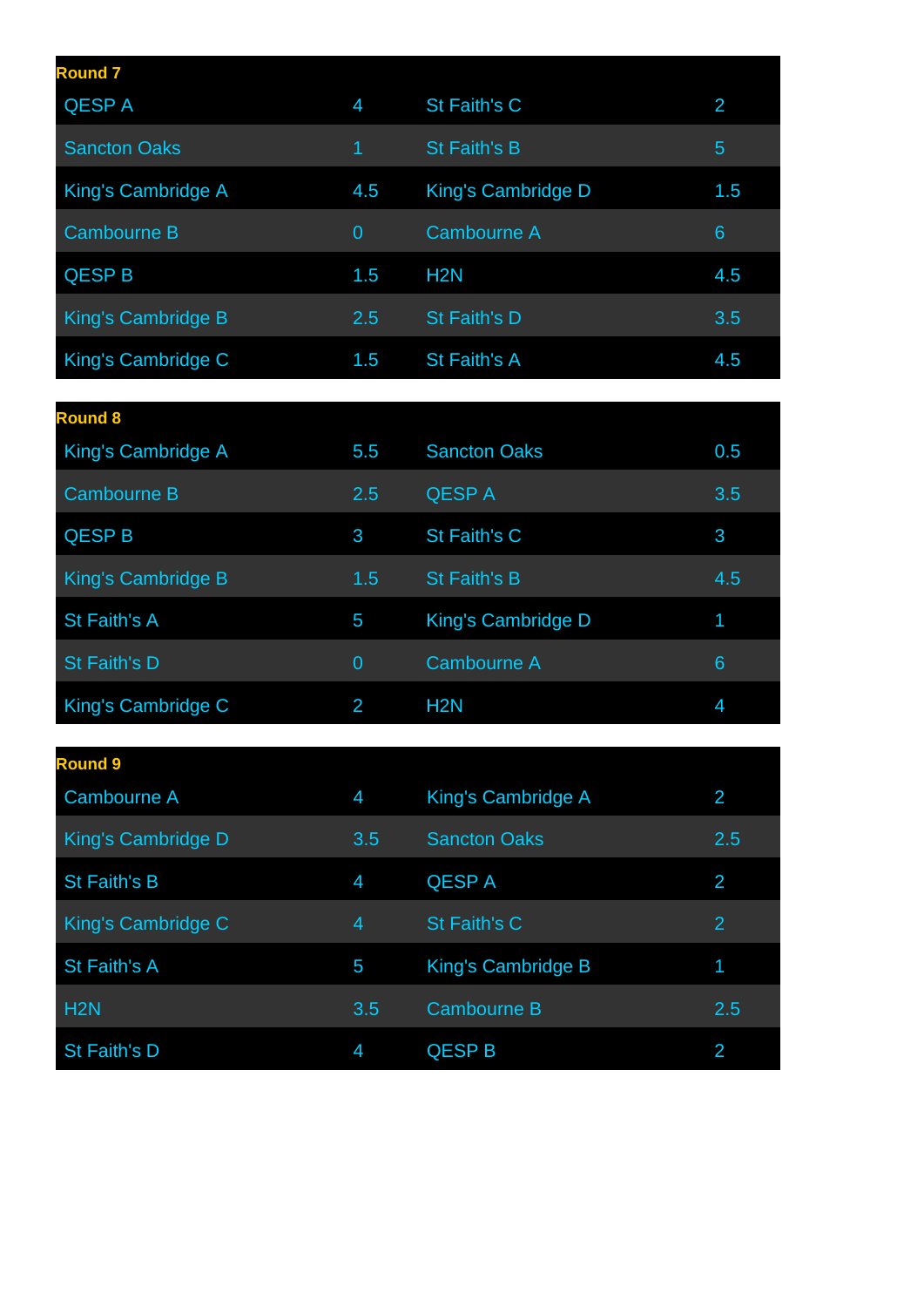**Round 7**

| | | | |
|---|---|---|---|
| QESP A | 4 | St Faith's C | 2 |
| Sancton Oaks | 1 | St Faith's B | 5 |
| King's Cambridge A | 4.5 | King's Cambridge D | 1.5 |
| Cambourne B | 0 | Cambourne A | 6 |
| QESP B | 1.5 | H2N | 4.5 |
| King's Cambridge B | 2.5 | St Faith's D | 3.5 |
| King's Cambridge C | 1.5 | St Faith's A | 4.5 |

**Round 8**

| | | | |
|---|---|---|---|
| King's Cambridge A | 5.5 | Sancton Oaks | 0.5 |
| Cambourne B | 2.5 | QESP A | 3.5 |
| QESP B | 3 | St Faith's C | 3 |
| King's Cambridge B | 1.5 | St Faith's B | 4.5 |
| St Faith's A | 5 | King's Cambridge D | 1 |
| St Faith's D | 0 | Cambourne A | 6 |
| King's Cambridge C | 2 | H2N | 4 |

**Round 9**

| | | | |
|---|---|---|---|
| Cambourne A | 4 | King's Cambridge A | 2 |
| King's Cambridge D | 3.5 | Sancton Oaks | 2.5 |
| St Faith's B | 4 | QESP A | 2 |
| King's Cambridge C | 4 | St Faith's C | 2 |
| St Faith's A | 5 | King's Cambridge B | 1 |
| H2N | 3.5 | Cambourne B | 2.5 |
| St Faith's D | 4 | QESP B | 2 |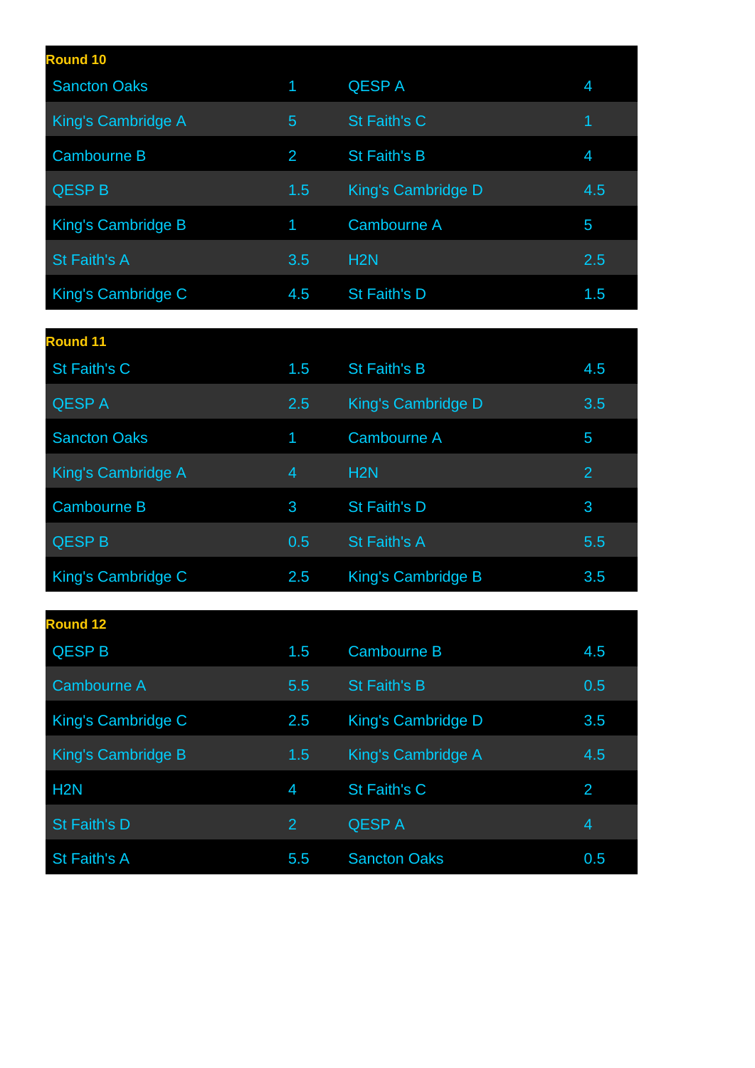## Round 10

| | | | |
|---|---|---|---|
| Sancton Oaks | 1 | QESP A | 4 |
| King's Cambridge A | 5 | St Faith's C | 1 |
| Cambourne B | 2 | St Faith's B | 4 |
| QESP B | 1.5 | King's Cambridge D | 4.5 |
| King's Cambridge B | 1 | Cambourne A | 5 |
| St Faith's A | 3.5 | H2N | 2.5 |
| King's Cambridge C | 4.5 | St Faith's D | 1.5 |

## Round 11

| | | | |
|---|---|---|---|
| St Faith's C | 1.5 | St Faith's B | 4.5 |
| QESP A | 2.5 | King's Cambridge D | 3.5 |
| Sancton Oaks | 1 | Cambourne A | 5 |
| King's Cambridge A | 4 | H2N | 2 |
| Cambourne B | 3 | St Faith's D | 3 |
| QESP B | 0.5 | St Faith's A | 5.5 |
| King's Cambridge C | 2.5 | King's Cambridge B | 3.5 |

## Round 12

| | | | |
|---|---|---|---|
| QESP B | 1.5 | Cambourne B | 4.5 |
| Cambourne A | 5.5 | St Faith's B | 0.5 |
| King's Cambridge C | 2.5 | King's Cambridge D | 3.5 |
| King's Cambridge B | 1.5 | King's Cambridge A | 4.5 |
| H2N | 4 | St Faith's C | 2 |
| St Faith's D | 2 | QESP A | 4 |
| St Faith's A | 5.5 | Sancton Oaks | 0.5 |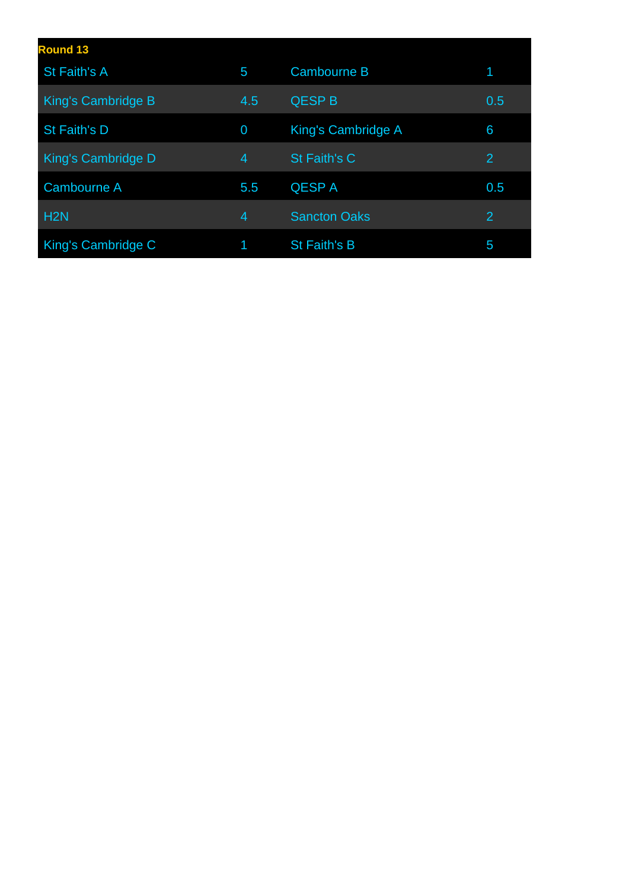**Round 13**

| | | | |
|---|---|---|---|
| St Faith's A | 5 | Cambourne B | 1 |
| King's Cambridge B | 4.5 | QESP B | 0.5 |
| St Faith's D | 0 | King's Cambridge A | 6 |
| King's Cambridge D | 4 | St Faith's C | 2 |
| Cambourne A | 5.5 | QESP A | 0.5 |
| H2N | 4 | Sancton Oaks | 2 |
| King's Cambridge C | 1 | St Faith's B | 5 |